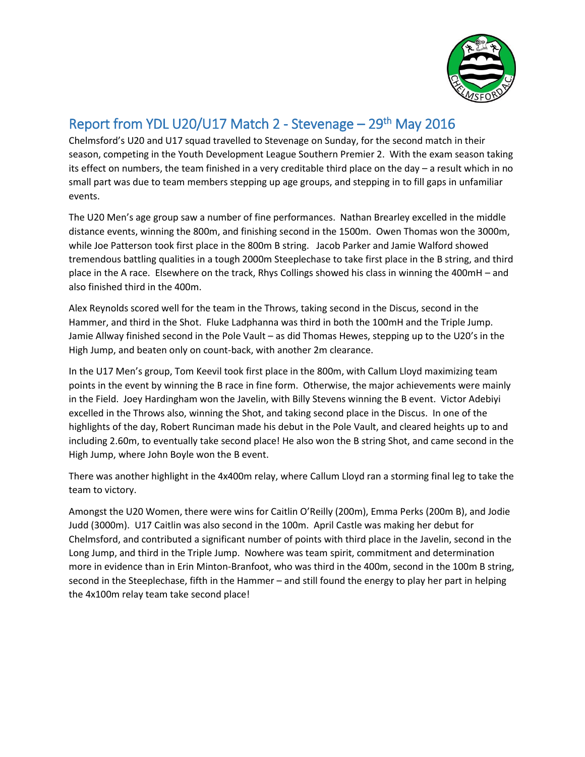# Report from YDL U20/U17 Match 2 - Stevenage – 29th May 2016

Chelmsford's U20 and U17 squad travelled to Stevenage on Sunday, for the second match in their season, competing in the Youth Development League Southern Premier 2. With the exam season taking its effect on numbers, the team finished in a very creditable third place on the day – a result which in no small part was due to team members stepping up age groups, and stepping in to fill gaps in unfamiliar events.

The U20 Men's age group saw a number of fine performances. Nathan Brearley excelled in the middle distance events, winning the 800m, and finishing second in the 1500m. Owen Thomas won the 3000m, while Joe Patterson took first place in the 800m B string. Jacob Parker and Jamie Walford showed tremendous battling qualities in a tough 2000m Steeplechase to take first place in the B string, and third place in the A race. Elsewhere on the track, Rhys Collings showed his class in winning the 400mH – and also finished third in the 400m.

Alex Reynolds scored well for the team in the Throws, taking second in the Discus, second in the Hammer, and third in the Shot. Fluke Ladphanna was third in both the 100mH and the Triple Jump. Jamie Allway finished second in the Pole Vault – as did Thomas Hewes, stepping up to the U20's in the High Jump, and beaten only on count-back, with another 2m clearance.

In the U17 Men's group, Tom Keevil took first place in the 800m, with Callum Lloyd maximizing team points in the event by winning the B race in fine form. Otherwise, the major achievements were mainly in the Field. Joey Hardingham won the Javelin, with Billy Stevens winning the B event. Victor Adebiyi excelled in the Throws also, winning the Shot, and taking second place in the Discus. In one of the highlights of the day, Robert Runciman made his debut in the Pole Vault, and cleared heights up to and including 2.60m, to eventually take second place! He also won the B string Shot, and came second in the High Jump, where John Boyle won the B event.

There was another highlight in the 4x400m relay, where Callum Lloyd ran a storming final leg to take the team to victory.

Amongst the U20 Women, there were wins for Caitlin O'Reilly (200m), Emma Perks (200m B), and Jodie Judd (3000m). U17 Caitlin was also second in the 100m. April Castle was making her debut for Chelmsford, and contributed a significant number of points with third place in the Javelin, second in the Long Jump, and third in the Triple Jump. Nowhere was team spirit, commitment and determination more in evidence than in Erin Minton-Branfoot, who was third in the 400m, second in the 100m B string, second in the Steeplechase, fifth in the Hammer – and still found the energy to play her part in helping the 4x100m relay team take second place!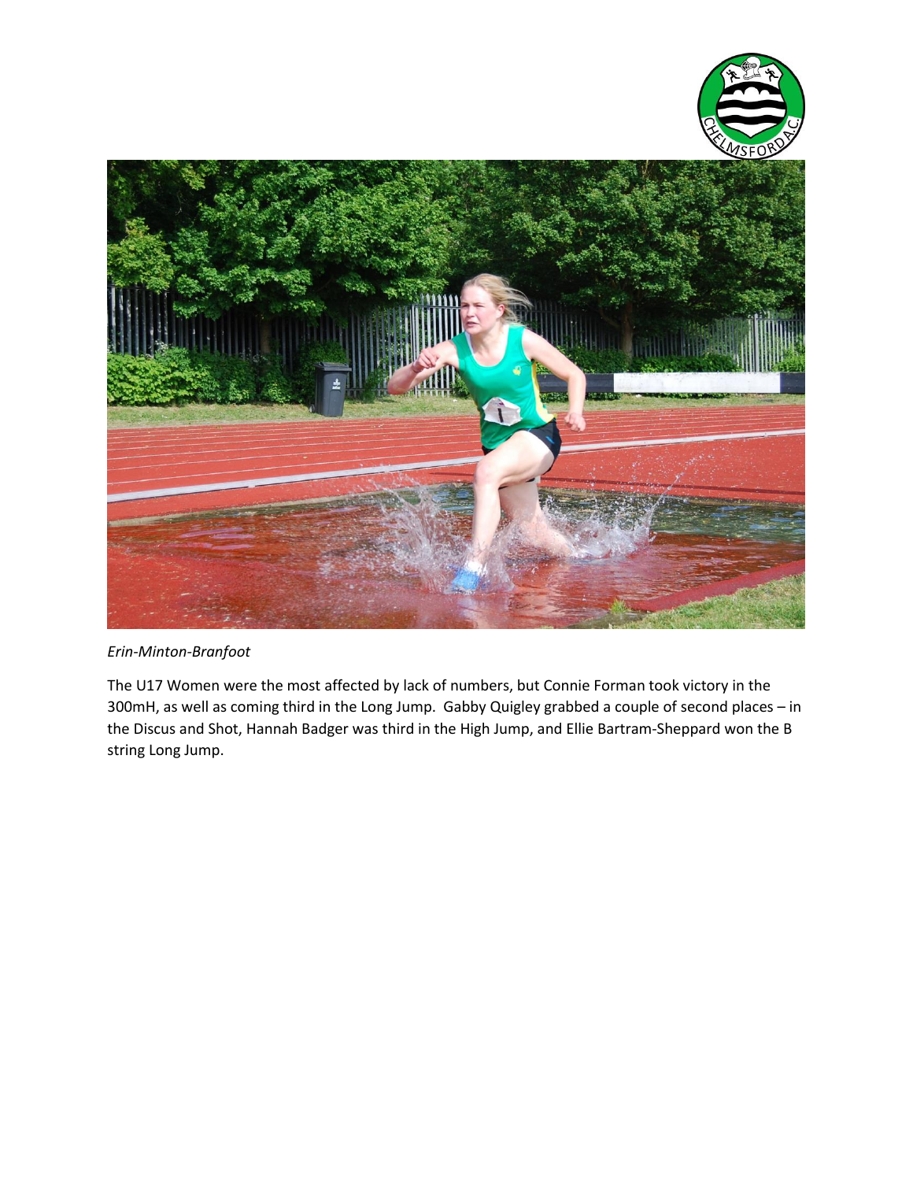*Erin-Minton-Branfoot*

The U17 Women were the most affected by lack of numbers, but Connie Forman took victory in the 300mH, as well as coming third in the Long Jump. Gabby Quigley grabbed a couple of second places – in the Discus and Shot, Hannah Badger was third in the High Jump, and Ellie Bartram-Sheppard won the B string Long Jump.